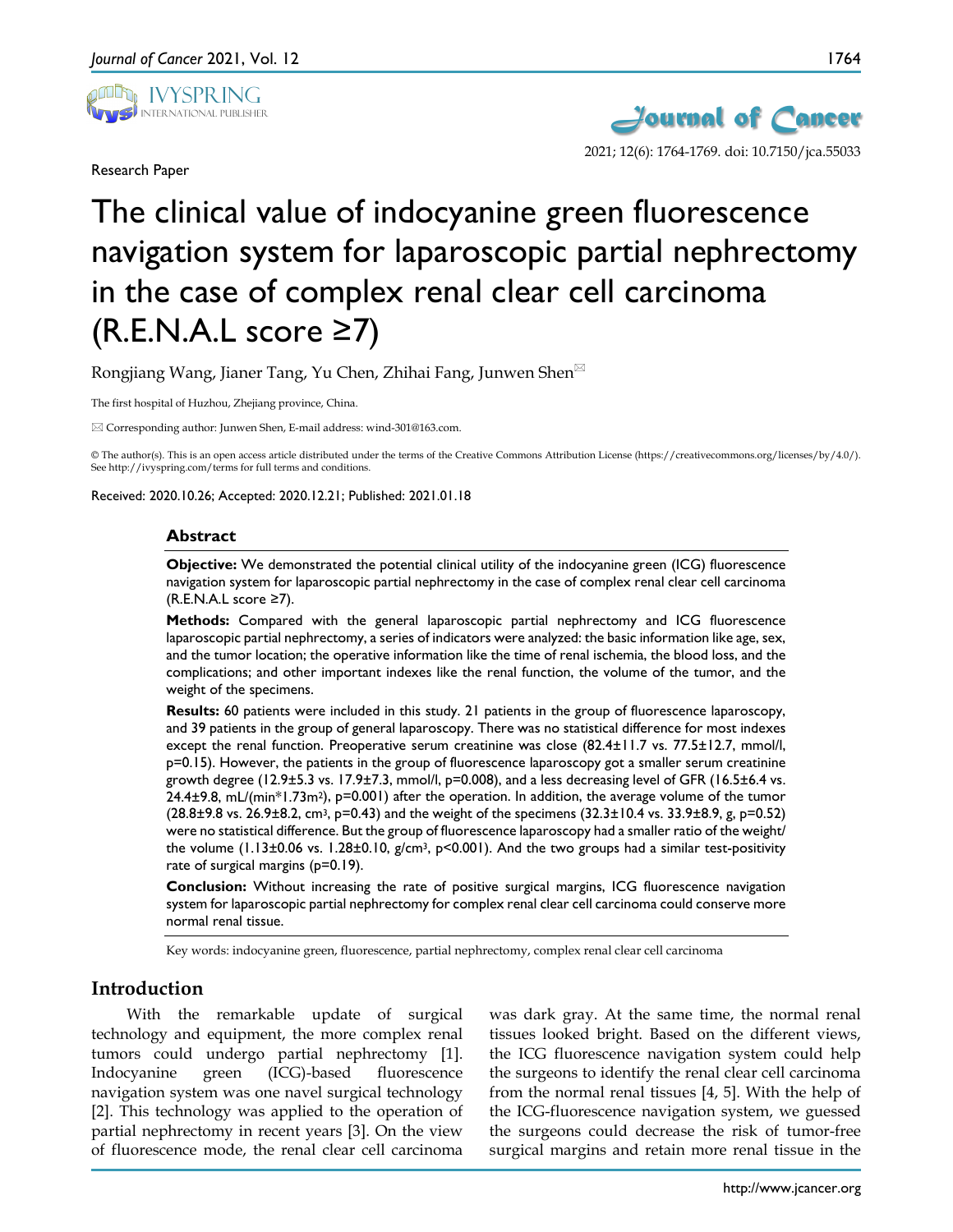Research Paper

# The clinical value of indocyanine green fluorescence navigation system for laparoscopic partial nephrectomy in the case of complex renal clear cell carcinoma (R.E.N.A.L score ≥7)

Rongjiang Wang, Jianer Tang, Yu Chen, Zhihai Fang, Junwen Shen✉

The first hospital of Huzhou, Zhejiang province, China.

✉ Corresponding author: Junwen Shen, E-mail address: wind-301@163.com.

© The author(s). This is an open access article distributed under the terms of the Creative Commons Attribution License (https://creativecommons.org/licenses/by/4.0/). See http://ivyspring.com/terms for full terms and conditions.

Received: 2020.10.26; Accepted: 2020.12.21; Published: 2021.01.18

## Abstract

**Objective:** We demonstrated the potential clinical utility of the indocyanine green (ICG) fluorescence navigation system for laparoscopic partial nephrectomy in the case of complex renal clear cell carcinoma (R.E.N.A.L score ≥7).

**Methods:** Compared with the general laparoscopic partial nephrectomy and ICG fluorescence laparoscopic partial nephrectomy, a series of indicators were analyzed: the basic information like age, sex, and the tumor location; the operative information like the time of renal ischemia, the blood loss, and the complications; and other important indexes like the renal function, the volume of the tumor, and the weight of the specimens.

**Results:** 60 patients were included in this study. 21 patients in the group of fluorescence laparoscopy, and 39 patients in the group of general laparoscopy. There was no statistical difference for most indexes except the renal function. Preoperative serum creatinine was close (82.4±11.7 vs. 77.5±12.7, mmol/l, p=0.15). However, the patients in the group of fluorescence laparoscopy got a smaller serum creatinine growth degree (12.9±5.3 vs. 17.9±7.3, mmol/l, p=0.008), and a less decreasing level of GFR (16.5±6.4 vs. 24.4±9.8, mL/(min*1.73m$^2$), p=0.001) after the operation. In addition, the average volume of the tumor (28.8±9.8 vs. 26.9±8.2, cm$^3$, p=0.43) and the weight of the specimens (32.3±10.4 vs. 33.9±8.9, g, p=0.52) were no statistical difference. But the group of fluorescence laparoscopy had a smaller ratio of the weight/the volume (1.13±0.06 vs. 1.28±0.10, g/cm$^3$, p<0.001). And the two groups had a similar test-positivity rate of surgical margins (p=0.19).

**Conclusion:** Without increasing the rate of positive surgical margins, ICG fluorescence navigation system for laparoscopic partial nephrectomy for complex renal clear cell carcinoma could conserve more normal renal tissue.

Key words: indocyanine green, fluorescence, partial nephrectomy, complex renal clear cell carcinoma

## Introduction

With the remarkable update of surgical technology and equipment, the more complex renal tumors could undergo partial nephrectomy [1]. Indocyanine green (ICG)-based fluorescence navigation system was one navel surgical technology [2]. This technology was applied to the operation of partial nephrectomy in recent years [3]. On the view of fluorescence mode, the renal clear cell carcinoma was dark gray. At the same time, the normal renal tissues looked bright. Based on the different views, the ICG fluorescence navigation system could help the surgeons to identify the renal clear cell carcinoma from the normal renal tissues [4, 5]. With the help of the ICG-fluorescence navigation system, we guessed the surgeons could decrease the risk of tumor-free surgical margins and retain more renal tissue in the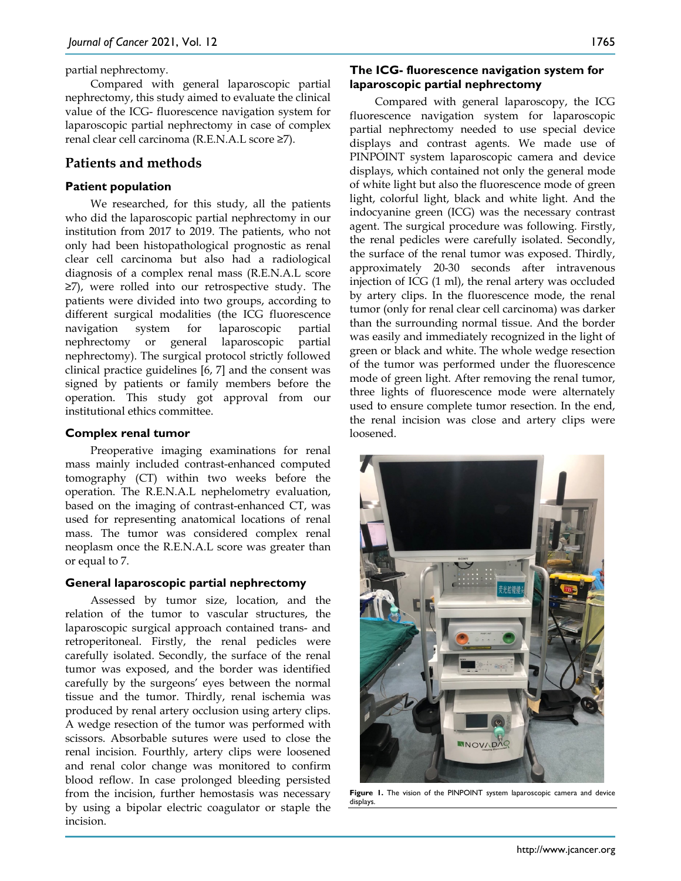partial nephrectomy.

Compared with general laparoscopic partial nephrectomy, this study aimed to evaluate the clinical value of the ICG- fluorescence navigation system for laparoscopic partial nephrectomy in case of complex renal clear cell carcinoma (R.E.N.A.L score ≥7).

## Patients and methods

### Patient population

We researched, for this study, all the patients who did the laparoscopic partial nephrectomy in our institution from 2017 to 2019. The patients, who not only had been histopathological prognostic as renal clear cell carcinoma but also had a radiological diagnosis of a complex renal mass (R.E.N.A.L score ≥7), were rolled into our retrospective study. The patients were divided into two groups, according to different surgical modalities (the ICG fluorescence navigation system for laparoscopic partial nephrectomy or general laparoscopic partial nephrectomy). The surgical protocol strictly followed clinical practice guidelines [6, 7] and the consent was signed by patients or family members before the operation. This study got approval from our institutional ethics committee.

### Complex renal tumor

Preoperative imaging examinations for renal mass mainly included contrast-enhanced computed tomography (CT) within two weeks before the operation. The R.E.N.A.L nephelometry evaluation, based on the imaging of contrast-enhanced CT, was used for representing anatomical locations of renal mass. The tumor was considered complex renal neoplasm once the R.E.N.A.L score was greater than or equal to 7.

### General laparoscopic partial nephrectomy

Assessed by tumor size, location, and the relation of the tumor to vascular structures, the laparoscopic surgical approach contained trans- and retroperitoneal. Firstly, the renal pedicles were carefully isolated. Secondly, the surface of the renal tumor was exposed, and the border was identified carefully by the surgeons' eyes between the normal tissue and the tumor. Thirdly, renal ischemia was produced by renal artery occlusion using artery clips. A wedge resection of the tumor was performed with scissors. Absorbable sutures were used to close the renal incision. Fourthly, artery clips were loosened and renal color change was monitored to confirm blood reflow. In case prolonged bleeding persisted from the incision, further hemostasis was necessary by using a bipolar electric coagulator or staple the incision.

### The ICG- fluorescence navigation system for laparoscopic partial nephrectomy

Compared with general laparoscopy, the ICG fluorescence navigation system for laparoscopic partial nephrectomy needed to use special device displays and contrast agents. We made use of PINPOINT system laparoscopic camera and device displays, which contained not only the general mode of white light but also the fluorescence mode of green light, colorful light, black and white light. And the indocyanine green (ICG) was the necessary contrast agent. The surgical procedure was following. Firstly, the renal pedicles were carefully isolated. Secondly, the surface of the renal tumor was exposed. Thirdly, approximately 20-30 seconds after intravenous injection of ICG (1 ml), the renal artery was occluded by artery clips. In the fluorescence mode, the renal tumor (only for renal clear cell carcinoma) was darker than the surrounding normal tissue. And the border was easily and immediately recognized in the light of green or black and white. The whole wedge resection of the tumor was performed under the fluorescence mode of green light. After removing the renal tumor, three lights of fluorescence mode were alternately used to ensure complete tumor resection. In the end, the renal incision was close and artery clips were loosened.

**Figure 1.** The vision of the PINPOINT system laparoscopic camera and device displays.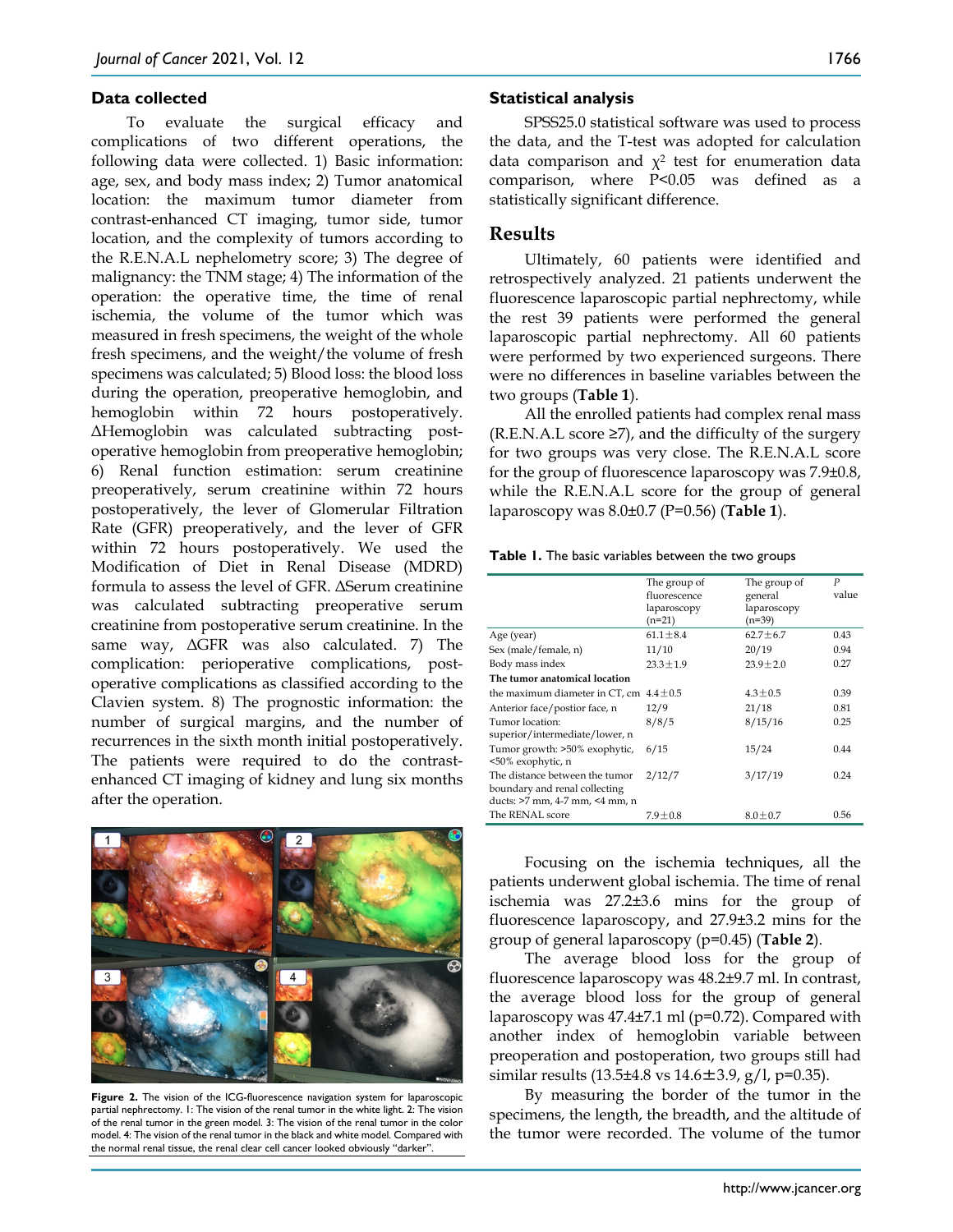### Data collected

To evaluate the surgical efficacy and complications of two different operations, the following data were collected. 1) Basic information: age, sex, and body mass index; 2) Tumor anatomical location: the maximum tumor diameter from contrast-enhanced CT imaging, tumor side, tumor location, and the complexity of tumors according to the R.E.N.A.L nephelometry score; 3) The degree of malignancy: the TNM stage; 4) The information of the operation: the operative time, the time of renal ischemia, the volume of the tumor which was measured in fresh specimens, the weight of the whole fresh specimens, and the weight/the volume of fresh specimens was calculated; 5) Blood loss: the blood loss during the operation, preoperative hemoglobin, and hemoglobin within 72 hours postoperatively. ΔHemoglobin was calculated subtracting post-operative hemoglobin from preoperative hemoglobin; 6) Renal function estimation: serum creatinine preoperatively, serum creatinine within 72 hours postoperatively, the lever of Glomerular Filtration Rate (GFR) preoperatively, and the lever of GFR within 72 hours postoperatively. We used the Modification of Diet in Renal Disease (MDRD) formula to assess the level of GFR. ΔSerum creatinine was calculated subtracting preoperative serum creatinine from postoperative serum creatinine. In the same way, ΔGFR was also calculated. 7) The complication: perioperative complications, post-operative complications as classified according to the Clavien system. 8) The prognostic information: the number of surgical margins, and the number of recurrences in the sixth month initial postoperatively. The patients were required to do the contrast-enhanced CT imaging of kidney and lung six months after the operation.

**Figure 2.** The vision of the ICG-fluorescence navigation system for laparoscopic partial nephrectomy. 1: The vision of the renal tumor in the white light. 2: The vision of the renal tumor in the green model. 3: The vision of the renal tumor in the color model. 4: The vision of the renal tumor in the black and white model. Compared with the normal renal tissue, the renal clear cell cancer looked obviously "darker".

### Statistical analysis

SPSS25.0 statistical software was used to process the data, and the T-test was adopted for calculation data comparison and $\chi^2$ test for enumeration data comparison, where $P<0.05$ was defined as a statistically significant difference.

## Results

Ultimately, 60 patients were identified and retrospectively analyzed. 21 patients underwent the fluorescence laparoscopic partial nephrectomy, while the rest 39 patients were performed the general laparoscopic partial nephrectomy. All 60 patients were performed by two experienced surgeons. There were no differences in baseline variables between the two groups (**Table 1**).

All the enrolled patients had complex renal mass (R.E.N.A.L score ≥7), and the difficulty of the surgery for two groups was very close. The R.E.N.A.L score for the group of fluorescence laparoscopy was 7.9±0.8, while the R.E.N.A.L score for the group of general laparoscopy was 8.0±0.7 (P=0.56) (**Table 1**).

**Table 1.** The basic variables between the two groups

| | The group of fluorescence laparoscopy (n=21) | The group of general laparoscopy (n=39) | *P* value |
|---|---|---|---|
| Age (year) | 61.1±8.4 | 62.7±6.7 | 0.43 |
| Sex (male/female, n) | 11/10 | 20/19 | 0.94 |
| Body mass index | 23.3±1.9 | 23.9±2.0 | 0.27 |
| **The tumor anatomical location** | | | |
| the maximum diameter in CT, cm | 4.4±0.5 | 4.3±0.5 | 0.39 |
| Anterior face/postior face, n | 12/9 | 21/18 | 0.81 |
| Tumor location: superior/intermediate/lower, n | 8/8/5 | 8/15/16 | 0.25 |
| Tumor growth: >50% exophytic, <50% exophytic, n | 6/15 | 15/24 | 0.44 |
| The distance between the tumor boundary and renal collecting ducts: >7 mm, 4-7 mm, <4 mm, n | 2/12/7 | 3/17/19 | 0.24 |
| The RENAL score | 7.9±0.8 | 8.0±0.7 | 0.56 |

Focusing on the ischemia techniques, all the patients underwent global ischemia. The time of renal ischemia was 27.2±3.6 mins for the group of fluorescence laparoscopy, and 27.9±3.2 mins for the group of general laparoscopy (p=0.45) (**Table 2**).

The average blood loss for the group of fluorescence laparoscopy was 48.2±9.7 ml. In contrast, the average blood loss for the group of general laparoscopy was 47.4±7.1 ml (p=0.72). Compared with another index of hemoglobin variable between preoperation and postoperation, two groups still had similar results (13.5±4.8 vs 14.6±3.9, g/l, p=0.35).

By measuring the border of the tumor in the specimens, the length, the breadth, and the altitude of the tumor were recorded. The volume of the tumor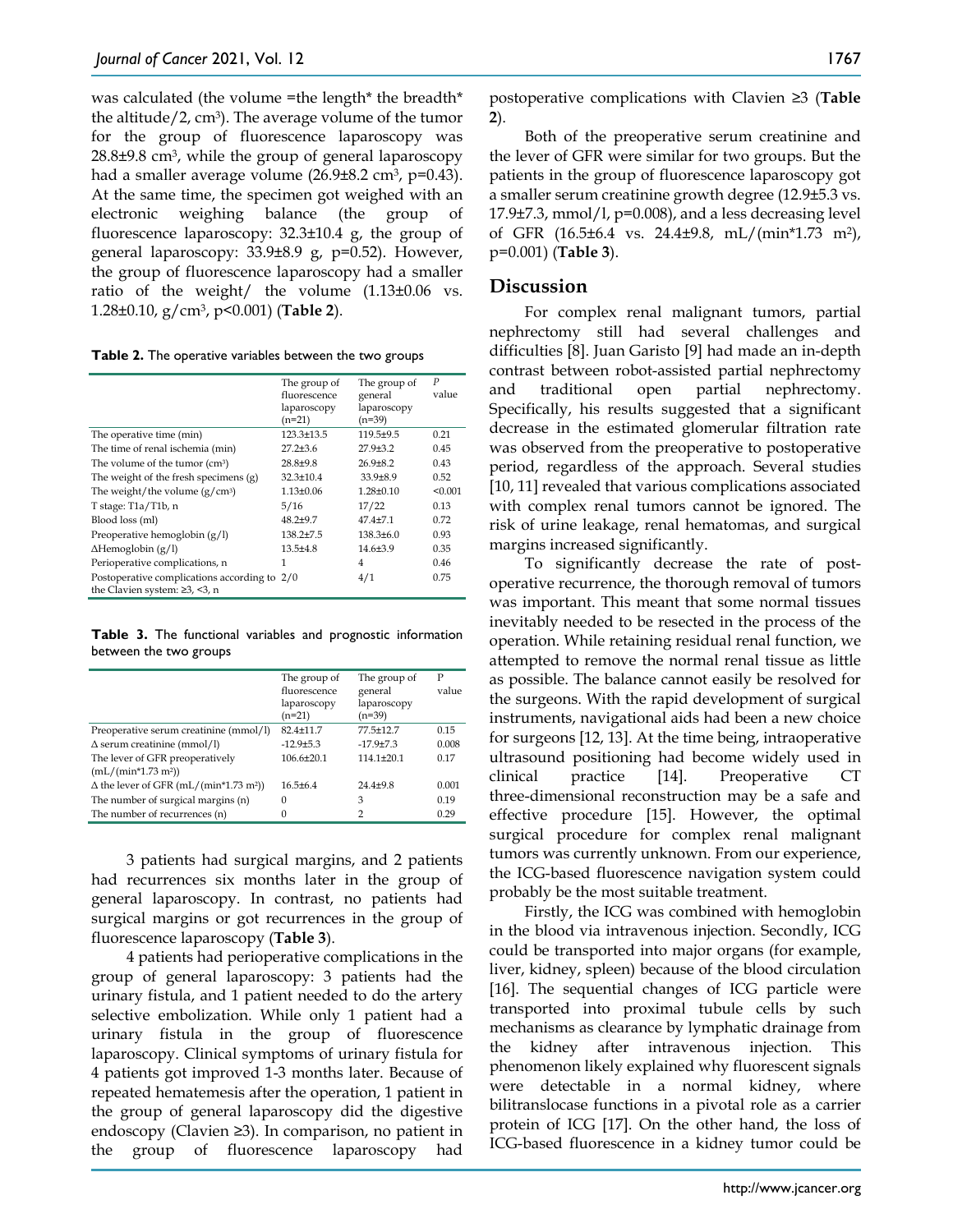was calculated (the volume =the length* the breadth* the altitude/2, $cm^3$). The average volume of the tumor for the group of fluorescence laparoscopy was 28.8±9.8 $cm^3$, while the group of general laparoscopy had a smaller average volume (26.9±8.2 $cm^3$, p=0.43). At the same time, the specimen got weighed with an electronic weighing balance (the group of fluorescence laparoscopy: 32.3±10.4 g, the group of general laparoscopy: 33.9±8.9 g, p=0.52). However, the group of fluorescence laparoscopy had a smaller ratio of the weight/ the volume (1.13±0.06 vs. 1.28±0.10, g/$cm^3$, p<0.001) (**Table 2**).

**Table 2.** The operative variables between the two groups

| | The group of fluorescence laparoscopy (n=21) | The group of general laparoscopy (n=39) | *P* value |
|---|---|---|---|
| The operative time (min) | 123.3±13.5 | 119.5±9.5 | 0.21 |
| The time of renal ischemia (min) | 27.2±3.6 | 27.9±3.2 | 0.45 |
| The volume of the tumor ($cm^3$) | 28.8±9.8 | 26.9±8.2 | 0.43 |
| The weight of the fresh specimens (g) | 32.3±10.4 | 33.9±8.9 | 0.52 |
| The weight/the volume (g/$cm^3$) | 1.13±0.06 | 1.28±0.10 | <0.001 |
| T stage: T1a/T1b, n | 5/16 | 17/22 | 0.13 |
| Blood loss (ml) | 48.2±9.7 | 47.4±7.1 | 0.72 |
| Preoperative hemoglobin (g/l) | 138.2±7.5 | 138.3±6.0 | 0.93 |
| ΔHemoglobin (g/l) | 13.5±4.8 | 14.6±3.9 | 0.35 |
| Perioperative complications, n | 1 | 4 | 0.46 |
| Postoperative complications according to the Clavien system: ≥3, <3, n | 2/0 | 4/1 | 0.75 |

**Table 3.** The functional variables and prognostic information between the two groups

| | The group of fluorescence laparoscopy (n=21) | The group of general laparoscopy (n=39) | P value |
|---|---|---|---|
| Preoperative serum creatinine (mmol/l) | 82.4±11.7 | 77.5±12.7 | 0.15 |
| Δ serum creatinine (mmol/l) | -12.9±5.3 | -17.9±7.3 | 0.008 |
| The lever of GFR preoperatively (mL/(min*1.73 $m^2$)) | 106.6±20.1 | 114.1±20.1 | 0.17 |
| Δ the lever of GFR (mL/(min*1.73 $m^2$)) | 16.5±6.4 | 24.4±9.8 | 0.001 |
| The number of surgical margins (n) | 0 | 3 | 0.19 |
| The number of recurrences (n) | 0 | 2 | 0.29 |

3 patients had surgical margins, and 2 patients had recurrences six months later in the group of general laparoscopy. In contrast, no patients had surgical margins or got recurrences in the group of fluorescence laparoscopy (**Table 3**).

4 patients had perioperative complications in the group of general laparoscopy: 3 patients had the urinary fistula, and 1 patient needed to do the artery selective embolization. While only 1 patient had a urinary fistula in the group of fluorescence laparoscopy. Clinical symptoms of urinary fistula for 4 patients got improved 1-3 months later. Because of repeated hematemesis after the operation, 1 patient in the group of general laparoscopy did the digestive endoscopy (Clavien ≥3). In comparison, no patient in the group of fluorescence laparoscopy had postoperative complications with Clavien ≥3 (**Table 2**).

Both of the preoperative serum creatinine and the lever of GFR were similar for two groups. But the patients in the group of fluorescence laparoscopy got a smaller serum creatinine growth degree (12.9±5.3 vs. 17.9±7.3, mmol/l, p=0.008), and a less decreasing level of GFR (16.5±6.4 vs. 24.4±9.8, mL/(min*1.73 $m^2$), p=0.001) (**Table 3**).

## Discussion

For complex renal malignant tumors, partial nephrectomy still had several challenges and difficulties [8]. Juan Garisto [9] had made an in-depth contrast between robot-assisted partial nephrectomy and traditional open partial nephrectomy. Specifically, his results suggested that a significant decrease in the estimated glomerular filtration rate was observed from the preoperative to postoperative period, regardless of the approach. Several studies [10, 11] revealed that various complications associated with complex renal tumors cannot be ignored. The risk of urine leakage, renal hematomas, and surgical margins increased significantly.

To significantly decrease the rate of post-operative recurrence, the thorough removal of tumors was important. This meant that some normal tissues inevitably needed to be resected in the process of the operation. While retaining residual renal function, we attempted to remove the normal renal tissue as little as possible. The balance cannot easily be resolved for the surgeons. With the rapid development of surgical instruments, navigational aids had been a new choice for surgeons [12, 13]. At the time being, intraoperative ultrasound positioning had become widely used in clinical practice [14]. Preoperative CT three-dimensional reconstruction may be a safe and effective procedure [15]. However, the optimal surgical procedure for complex renal malignant tumors was currently unknown. From our experience, the ICG-based fluorescence navigation system could probably be the most suitable treatment.

Firstly, the ICG was combined with hemoglobin in the blood via intravenous injection. Secondly, ICG could be transported into major organs (for example, liver, kidney, spleen) because of the blood circulation [16]. The sequential changes of ICG particle were transported into proximal tubule cells by such mechanisms as clearance by lymphatic drainage from the kidney after intravenous injection. This phenomenon likely explained why fluorescent signals were detectable in a normal kidney, where bilitranslocase functions in a pivotal role as a carrier protein of ICG [17]. On the other hand, the loss of ICG-based fluorescence in a kidney tumor could be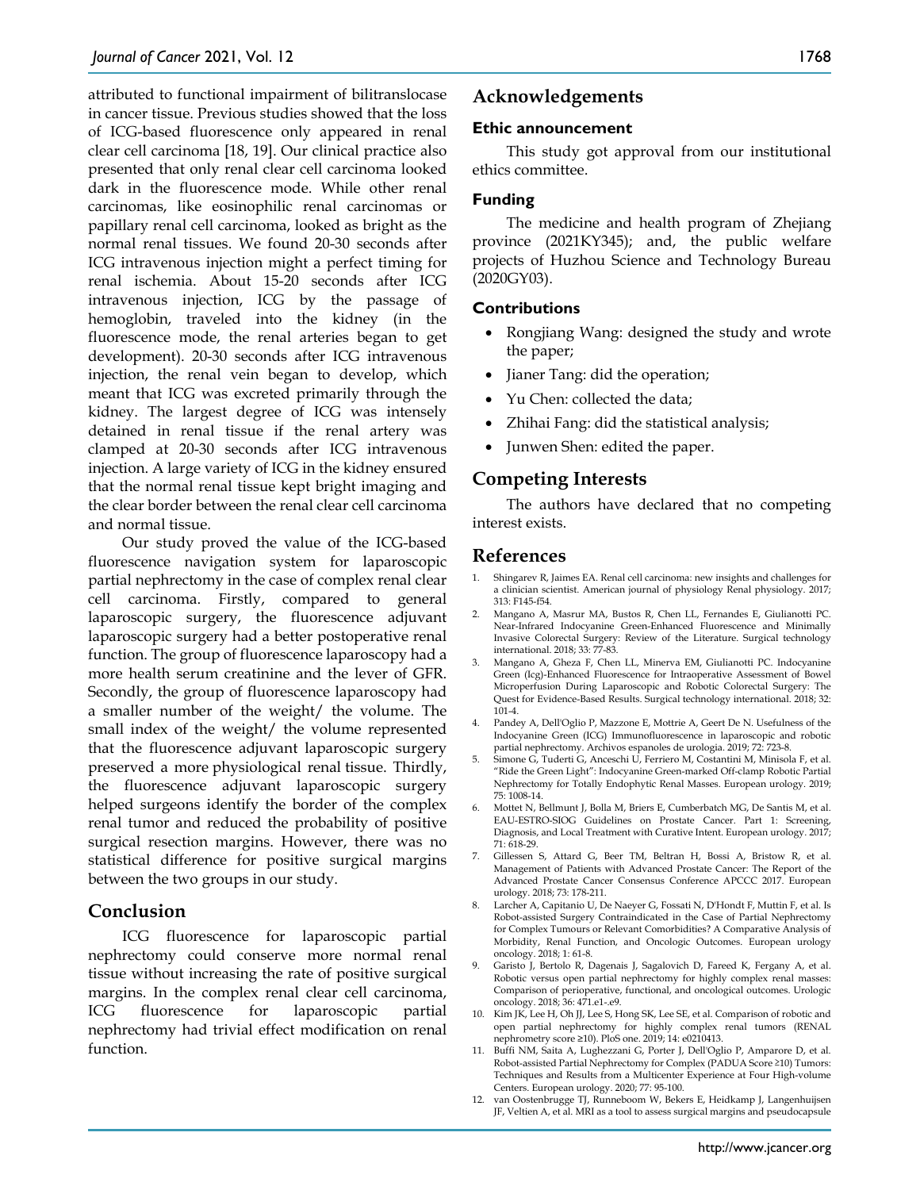attributed to functional impairment of bilitranslocase in cancer tissue. Previous studies showed that the loss of ICG-based fluorescence only appeared in renal clear cell carcinoma [18, 19]. Our clinical practice also presented that only renal clear cell carcinoma looked dark in the fluorescence mode. While other renal carcinomas, like eosinophilic renal carcinomas or papillary renal cell carcinoma, looked as bright as the normal renal tissues. We found 20-30 seconds after ICG intravenous injection might a perfect timing for renal ischemia. About 15-20 seconds after ICG intravenous injection, ICG by the passage of hemoglobin, traveled into the kidney (in the fluorescence mode, the renal arteries began to get development). 20-30 seconds after ICG intravenous injection, the renal vein began to develop, which meant that ICG was excreted primarily through the kidney. The largest degree of ICG was intensely detained in renal tissue if the renal artery was clamped at 20-30 seconds after ICG intravenous injection. A large variety of ICG in the kidney ensured that the normal renal tissue kept bright imaging and the clear border between the renal clear cell carcinoma and normal tissue.

Our study proved the value of the ICG-based fluorescence navigation system for laparoscopic partial nephrectomy in the case of complex renal clear cell carcinoma. Firstly, compared to general laparoscopic surgery, the fluorescence adjuvant laparoscopic surgery had a better postoperative renal function. The group of fluorescence laparoscopy had a more health serum creatinine and the lever of GFR. Secondly, the group of fluorescence laparoscopy had a smaller number of the weight/ the volume. The small index of the weight/ the volume represented that the fluorescence adjuvant laparoscopic surgery preserved a more physiological renal tissue. Thirdly, the fluorescence adjuvant laparoscopic surgery helped surgeons identify the border of the complex renal tumor and reduced the probability of positive surgical resection margins. However, there was no statistical difference for positive surgical margins between the two groups in our study.

## Conclusion

ICG fluorescence for laparoscopic partial nephrectomy could conserve more normal renal tissue without increasing the rate of positive surgical margins. In the complex renal clear cell carcinoma, ICG fluorescence for laparoscopic partial nephrectomy had trivial effect modification on renal function.

## Acknowledgements

### Ethic announcement

This study got approval from our institutional ethics committee.

### Funding

The medicine and health program of Zhejiang province (2021KY345); and, the public welfare projects of Huzhou Science and Technology Bureau (2020GY03).

### Contributions

- Rongjiang Wang: designed the study and wrote the paper;
- Jianer Tang: did the operation;
- Yu Chen: collected the data;
- Zhihai Fang: did the statistical analysis;
- Junwen Shen: edited the paper.

## Competing Interests

The authors have declared that no competing interest exists.

## References

1. Shingarev R, Jaimes EA. Renal cell carcinoma: new insights and challenges for a clinician scientist. American journal of physiology Renal physiology. 2017; 313: F145-f54.
2. Mangano A, Masrur MA, Bustos R, Chen LL, Fernandes E, Giulianotti PC. Near-Infrared Indocyanine Green-Enhanced Fluorescence and Minimally Invasive Colorectal Surgery: Review of the Literature. Surgical technology international. 2018; 33: 77-83.
3. Mangano A, Gheza F, Chen LL, Minerva EM, Giulianotti PC. Indocyanine Green (Icg)-Enhanced Fluorescence for Intraoperative Assessment of Bowel Microperfusion During Laparoscopic and Robotic Colorectal Surgery: The Quest for Evidence-Based Results. Surgical technology international. 2018; 32: 101-4.
4. Pandey A, Dell'Oglio P, Mazzone E, Mottrie A, Geert De N. Usefulness of the Indocyanine Green (ICG) Immunofluorescence in laparoscopic and robotic partial nephrectomy. Archivos espanoles de urologia. 2019; 72: 723-8.
5. Simone G, Tuderti G, Anceschi U, Ferriero M, Costantini M, Minisola F, et al. "Ride the Green Light": Indocyanine Green-marked Off-clamp Robotic Partial Nephrectomy for Totally Endophytic Renal Masses. European urology. 2019; 75: 1008-14.
6. Mottet N, Bellmunt J, Bolla M, Briers E, Cumberbatch MG, De Santis M, et al. EAU-ESTRO-SIOG Guidelines on Prostate Cancer. Part 1: Screening, Diagnosis, and Local Treatment with Curative Intent. European urology. 2017; 71: 618-29.
7. Gillessen S, Attard G, Beer TM, Beltran H, Bossi A, Bristow R, et al. Management of Patients with Advanced Prostate Cancer: The Report of the Advanced Prostate Cancer Consensus Conference APCCC 2017. European urology. 2018; 73: 178-211.
8. Larcher A, Capitanio U, De Naeyer G, Fossati N, D'Hondt F, Muttin F, et al. Is Robot-assisted Surgery Contraindicated in the Case of Partial Nephrectomy for Complex Tumours or Relevant Comorbidities? A Comparative Analysis of Morbidity, Renal Function, and Oncologic Outcomes. European urology oncology. 2018; 1: 61-8.
9. Garisto J, Bertolo R, Dagenais J, Sagalovich D, Fareed K, Fergany A, et al. Robotic versus open partial nephrectomy for highly complex renal masses: Comparison of perioperative, functional, and oncological outcomes. Urologic oncology. 2018; 36: 471.e1-.e9.
10. Kim JK, Lee H, Oh JJ, Lee S, Hong SK, Lee SE, et al. Comparison of robotic and open partial nephrectomy for highly complex renal tumors (RENAL nephrometry score ≥10). PloS one. 2019; 14: e0210413.
11. Buffi NM, Saita A, Lughezzani G, Porter J, Dell'Oglio P, Amparore D, et al. Robot-assisted Partial Nephrectomy for Complex (PADUA Score ≥10) Tumors: Techniques and Results from a Multicenter Experience at Four High-volume Centers. European urology. 2020; 77: 95-100.
12. van Oostenbrugge TJ, Runneboom W, Bekers E, Heidkamp J, Langenhuijsen JF, Veltien A, et al. MRI as a tool to assess surgical margins and pseudocapsule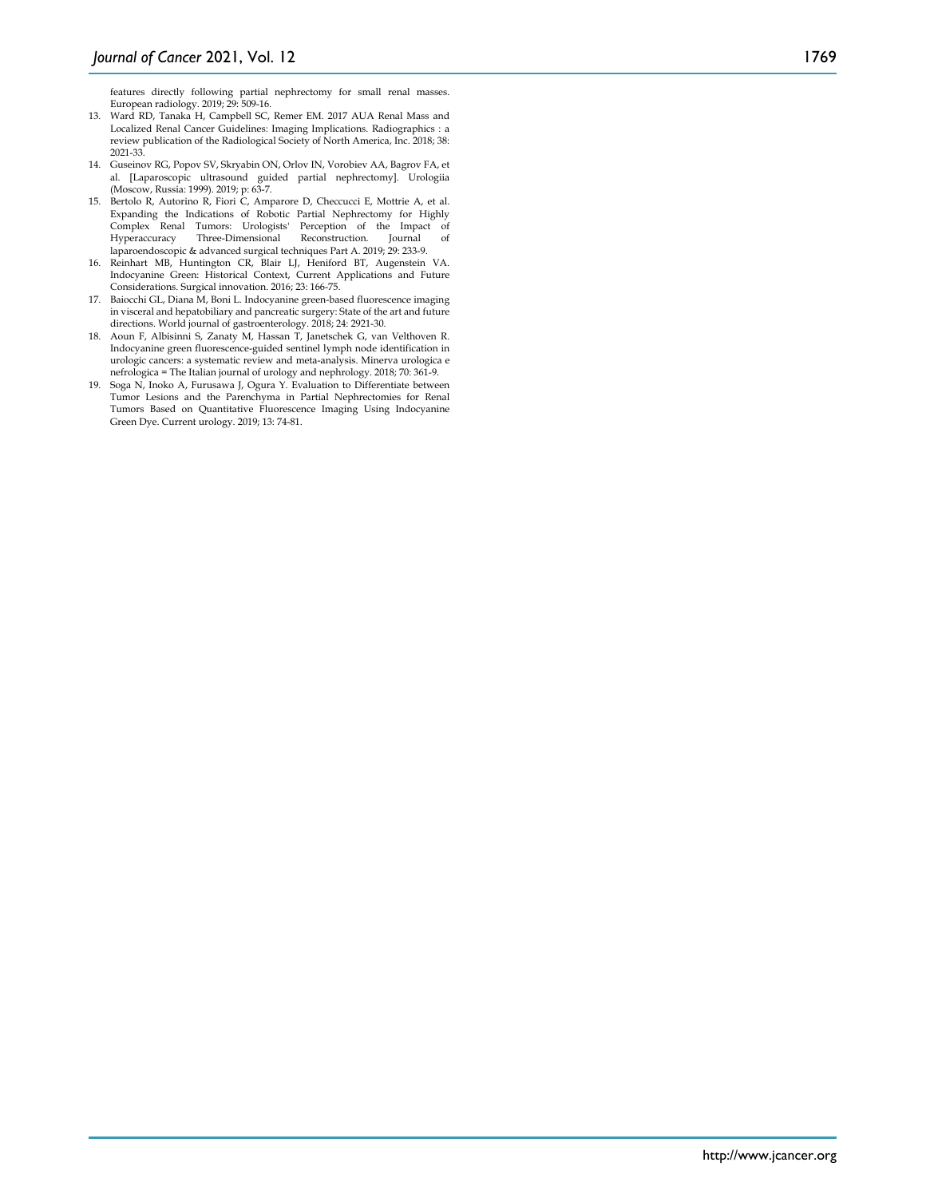features directly following partial nephrectomy for small renal masses. European radiology. 2019; 29: 509-16.

13. Ward RD, Tanaka H, Campbell SC, Remer EM. 2017 AUA Renal Mass and Localized Renal Cancer Guidelines: Imaging Implications. Radiographics : a review publication of the Radiological Society of North America, Inc. 2018; 38: 2021-33.
14. Guseinov RG, Popov SV, Skryabin ON, Orlov IN, Vorobiev AA, Bagrov FA, et al. [Laparoscopic ultrasound guided partial nephrectomy]. Urologiia (Moscow, Russia: 1999). 2019; p: 63-7.
15. Bertolo R, Autorino R, Fiori C, Amparore D, Checcucci E, Mottrie A, et al. Expanding the Indications of Robotic Partial Nephrectomy for Highly Complex Renal Tumors: Urologists' Perception of the Impact of Hyperaccuracy Three-Dimensional Reconstruction. Journal of laparoendoscopic & advanced surgical techniques Part A. 2019; 29: 233-9.
16. Reinhart MB, Huntington CR, Blair LJ, Heniford BT, Augenstein VA. Indocyanine Green: Historical Context, Current Applications and Future Considerations. Surgical innovation. 2016; 23: 166-75.
17. Baiocchi GL, Diana M, Boni L. Indocyanine green-based fluorescence imaging in visceral and hepatobiliary and pancreatic surgery: State of the art and future directions. World journal of gastroenterology. 2018; 24: 2921-30.
18. Aoun F, Albisinni S, Zanaty M, Hassan T, Janetschek G, van Velthoven R. Indocyanine green fluorescence-guided sentinel lymph node identification in urologic cancers: a systematic review and meta-analysis. Minerva urologica e nefrologica = The Italian journal of urology and nephrology. 2018; 70: 361-9.
19. Soga N, Inoko A, Furusawa J, Ogura Y. Evaluation to Differentiate between Tumor Lesions and the Parenchyma in Partial Nephrectomies for Renal Tumors Based on Quantitative Fluorescence Imaging Using Indocyanine Green Dye. Current urology. 2019; 13: 74-81.